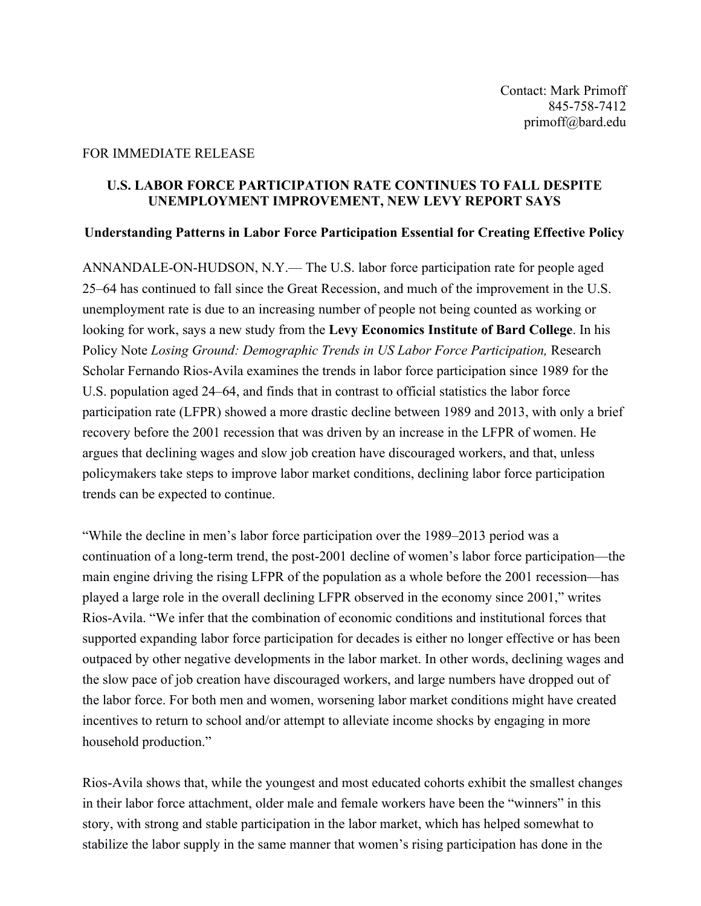Contact: Mark Primoff
845-758-7412
primoff@bard.edu

FOR IMMEDIATE RELEASE

# U.S. LABOR FORCE PARTICIPATION RATE CONTINUES TO FALL DESPITE UNEMPLOYMENT IMPROVEMENT, NEW LEVY REPORT SAYS

## Understanding Patterns in Labor Force Participation Essential for Creating Effective Policy

ANNANDALE-ON-HUDSON, N.Y.— The U.S. labor force participation rate for people aged 25–64 has continued to fall since the Great Recession, and much of the improvement in the U.S. unemployment rate is due to an increasing number of people not being counted as working or looking for work, says a new study from the **Levy Economics Institute of Bard College**. In his Policy Note *Losing Ground: Demographic Trends in US Labor Force Participation,* Research Scholar Fernando Rios-Avila examines the trends in labor force participation since 1989 for the U.S. population aged 24–64, and finds that in contrast to official statistics the labor force participation rate (LFPR) showed a more drastic decline between 1989 and 2013, with only a brief recovery before the 2001 recession that was driven by an increase in the LFPR of women. He argues that declining wages and slow job creation have discouraged workers, and that, unless policymakers take steps to improve labor market conditions, declining labor force participation trends can be expected to continue.

"While the decline in men's labor force participation over the 1989–2013 period was a continuation of a long-term trend, the post-2001 decline of women's labor force participation—the main engine driving the rising LFPR of the population as a whole before the 2001 recession—has played a large role in the overall declining LFPR observed in the economy since 2001," writes Rios-Avila. "We infer that the combination of economic conditions and institutional forces that supported expanding labor force participation for decades is either no longer effective or has been outpaced by other negative developments in the labor market. In other words, declining wages and the slow pace of job creation have discouraged workers, and large numbers have dropped out of the labor force. For both men and women, worsening labor market conditions might have created incentives to return to school and/or attempt to alleviate income shocks by engaging in more household production."

Rios-Avila shows that, while the youngest and most educated cohorts exhibit the smallest changes in their labor force attachment, older male and female workers have been the "winners" in this story, with strong and stable participation in the labor market, which has helped somewhat to stabilize the labor supply in the same manner that women's rising participation has done in the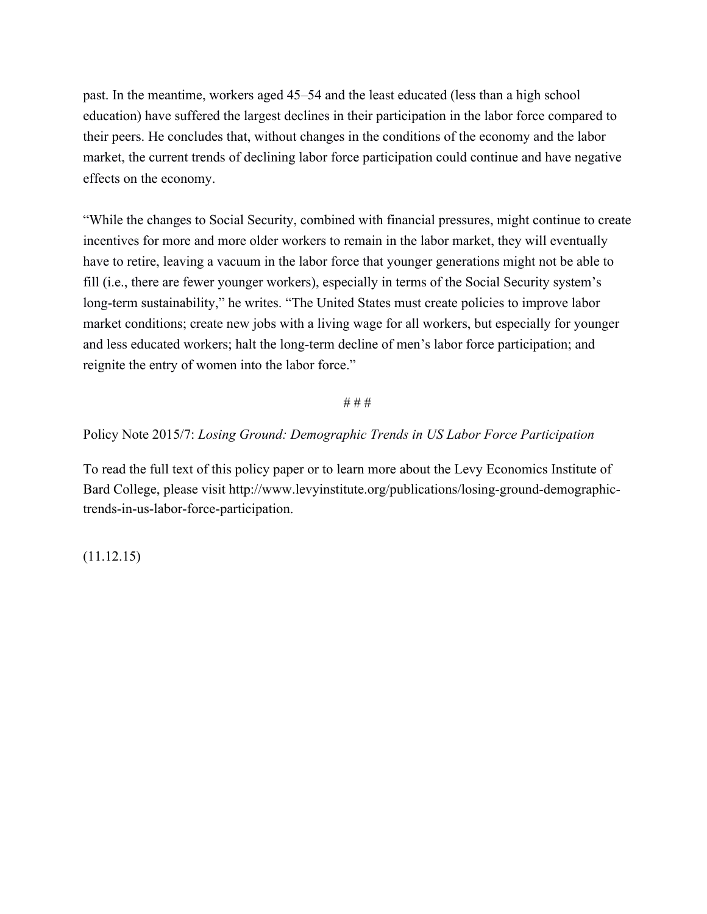past. In the meantime, workers aged 45–54 and the least educated (less than a high school education) have suffered the largest declines in their participation in the labor force compared to their peers. He concludes that, without changes in the conditions of the economy and the labor market, the current trends of declining labor force participation could continue and have negative effects on the economy.

"While the changes to Social Security, combined with financial pressures, might continue to create incentives for more and more older workers to remain in the labor market, they will eventually have to retire, leaving a vacuum in the labor force that younger generations might not be able to fill (i.e., there are fewer younger workers), especially in terms of the Social Security system's long-term sustainability," he writes. "The United States must create policies to improve labor market conditions; create new jobs with a living wage for all workers, but especially for younger and less educated workers; halt the long-term decline of men's labor force participation; and reignite the entry of women into the labor force."

# # #

Policy Note 2015/7: *Losing Ground: Demographic Trends in US Labor Force Participation*

To read the full text of this policy paper or to learn more about the Levy Economics Institute of Bard College, please visit http://www.levyinstitute.org/publications/losing-ground-demographic-trends-in-us-labor-force-participation.

(11.12.15)